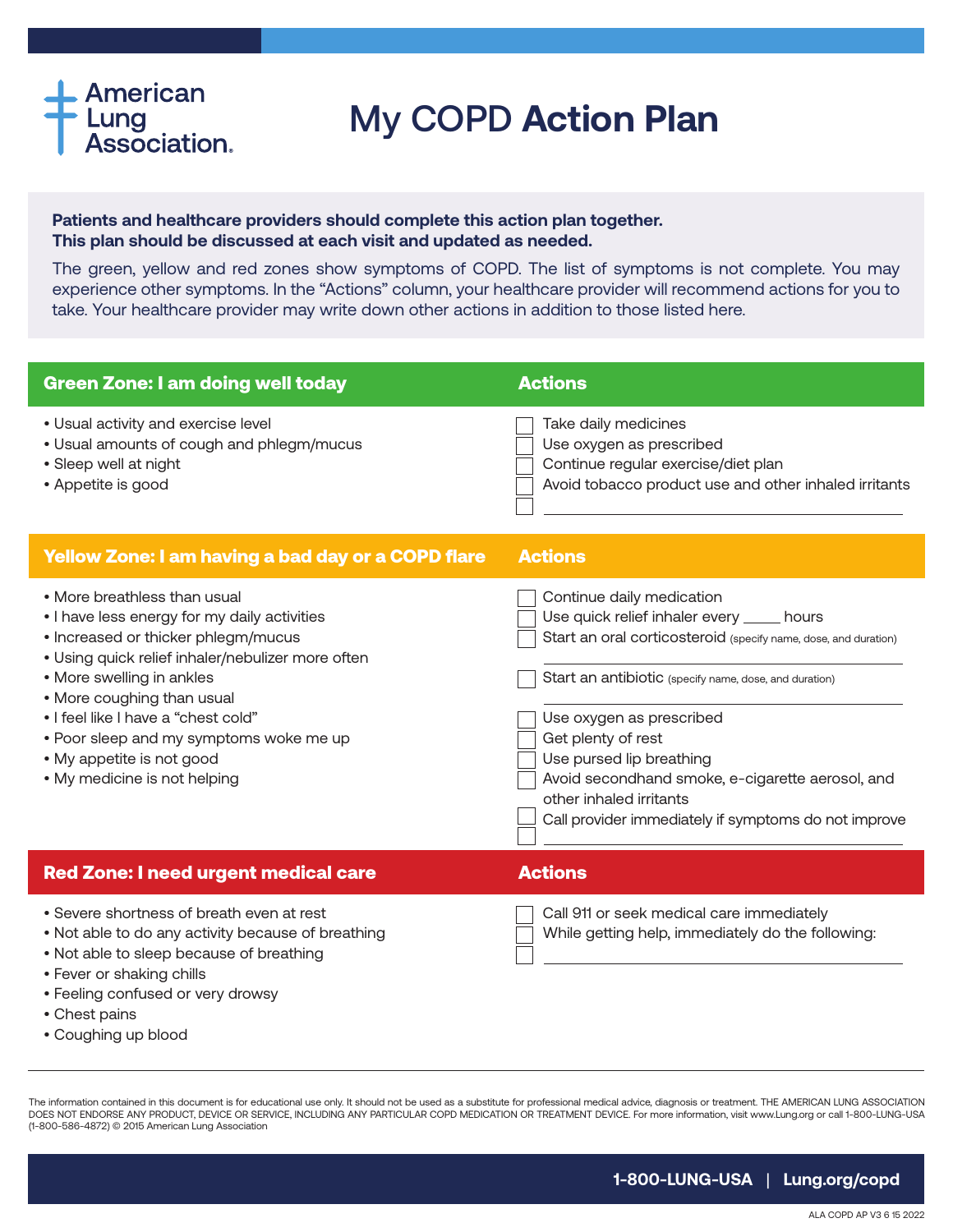American Lung Association.

# My COPD Action Plan

**Patients and healthcare providers should complete this action plan together.**
**This plan should be discussed at each visit and updated as needed.**

The green, yellow and red zones show symptoms of COPD. The list of symptoms is not complete. You may experience other symptoms. In the "Actions" column, your healthcare provider will recommend actions for you to take. Your healthcare provider may write down other actions in addition to those listed here.

## Green Zone: I am doing well today

- Usual activity and exercise level
- Usual amounts of cough and phlegm/mucus
- Sleep well at night
- Appetite is good

**Actions**

- [ ] Take daily medicines
- [ ] Use oxygen as prescribed
- [ ] Continue regular exercise/diet plan
- [ ] Avoid tobacco product use and other inhaled irritants
- [ ] ______________________________

## Yellow Zone: I am having a bad day or a COPD flare

- More breathless than usual
- I have less energy for my daily activities
- Increased or thicker phlegm/mucus
- Using quick relief inhaler/nebulizer more often
- More swelling in ankles
- More coughing than usual
- I feel like I have a "chest cold"
- Poor sleep and my symptoms woke me up
- My appetite is not good
- My medicine is not helping

**Actions**

- [ ] Continue daily medication
- [ ] Use quick relief inhaler every _____ hours
- [ ] Start an oral corticosteroid (specify name, dose, and duration)
  ______________________________
- [ ] Start an antibiotic (specify name, dose, and duration)
  ______________________________
- [ ] Use oxygen as prescribed
- [ ] Get plenty of rest
- [ ] Use pursed lip breathing
- [ ] Avoid secondhand smoke, e-cigarette aerosol, and other inhaled irritants
- [ ] Call provider immediately if symptoms do not improve
- [ ] ______________________________

## Red Zone: I need urgent medical care

- Severe shortness of breath even at rest
- Not able to do any activity because of breathing
- Not able to sleep because of breathing
- Fever or shaking chills
- Feeling confused or very drowsy
- Chest pains
- Coughing up blood

**Actions**

- [ ] Call 911 or seek medical care immediately
- [ ] While getting help, immediately do the following:
- [ ] ______________________________

The information contained in this document is for educational use only. It should not be used as a substitute for professional medical advice, diagnosis or treatment. THE AMERICAN LUNG ASSOCIATION DOES NOT ENDORSE ANY PRODUCT, DEVICE OR SERVICE, INCLUDING ANY PARTICULAR COPD MEDICATION OR TREATMENT DEVICE. For more information, visit www.Lung.org or call 1-800-LUNG-USA (1-800-586-4872) © 2015 American Lung Association

**1-800-LUNG-USA | Lung.org/copd**

ALA COPD AP V3 6 15 2022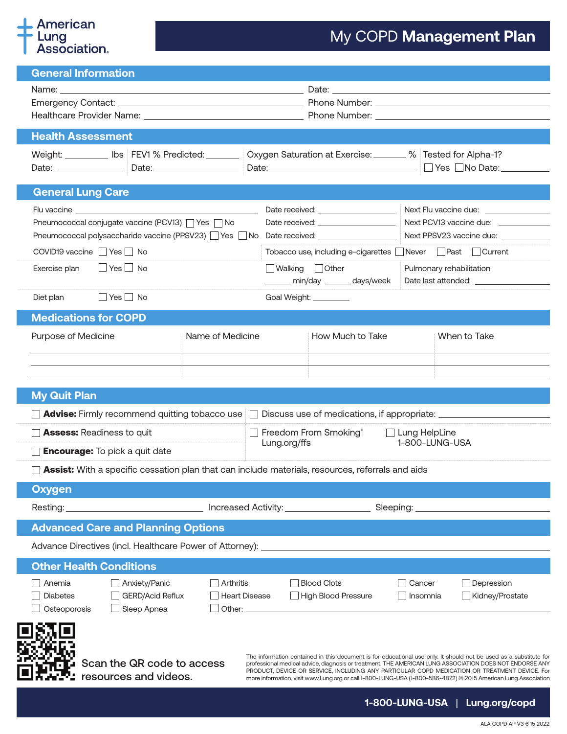American Lung Association.

# My COPD **Management Plan**

## General Information

Name: ______________________ Date: ______________________

Emergency Contact: ______________________ Phone Number: ______________________

Healthcare Provider Name: ______________________ Phone Number: ______________________

## Health Assessment

| | | | |
|---|---|---|---|
| Weight: ________ lbs | FEV1 % Predicted: ________ | Oxygen Saturation at Exercise: ________ % | Tested for Alpha-1? |
| Date: ____________ | Date: ____________ | Date: ______________________ | ☐ Yes ☐ No Date: ________ |

## General Lung Care

| | | |
|---|---|---|
| Flu vaccine ____________ | Date received: ____________ | Next Flu vaccine due: ____________ |
| Pneumococcal conjugate vaccine (PCV13) ☐ Yes ☐ No | Date received: ____________ | Next PCV13 vaccine due: ____________ |
| Pneumococcal polysaccharide vaccine (PPSV23) ☐ Yes ☐ No | Date received: ____________ | Next PPSV23 vaccine due: ____________ |
| COVID19 vaccine ☐ Yes ☐ No | Tobacco use, including e-cigarettes ☐ Never ☐ Past ☐ Current | |
| Exercise plan ☐ Yes ☐ No | ☐ Walking ☐ Other<br>______ min/day ______ days/week | Pulmonary rehabilitation<br>Date last attended: ____________ |
| Diet plan ☐ Yes ☐ No | Goal Weight: ________ | |

## Medications for COPD

| Purpose of Medicine | Name of Medicine | How Much to Take | When to Take |
|---|---|---|---|
| | | | |
| | | | |
| | | | |

## My Quit Plan

☐ **Advise:** Firmly recommend quitting tobacco use

☐ Discuss use of medications, if appropriate: ______________________

☐ **Assess:** Readiness to quit

☐ Freedom From Smoking® Lung.org/ffs

☐ Lung HelpLine 1-800-LUNG-USA

☐ **Encourage:** To pick a quit date

☐ **Assist:** With a specific cessation plan that can include materials, resources, referrals and aids

## Oxygen

Resting: ______________ Increased Activity: ______________ Sleeping: ______________

## Advanced Care and Planning Options

Advance Directives (incl. Healthcare Power of Attorney): ______________________

## Other Health Conditions

| | | | | | |
|---|---|---|---|---|---|
| ☐ Anemia | ☐ Anxiety/Panic | ☐ Arthritis | ☐ Blood Clots | ☐ Cancer | ☐ Depression |
| ☐ Diabetes | ☐ GERD/Acid Reflux | ☐ Heart Disease | ☐ High Blood Pressure | ☐ Insomnia | ☐ Kidney/Prostate |
| ☐ Osteoporosis | ☐ Sleep Apnea | ☐ Other: ______________ | | | |

Scan the QR code to access resources and videos.

The information contained in this document is for educational use only. It should not be used as a substitute for professional medical advice, diagnosis or treatment. THE AMERICAN LUNG ASSOCIATION DOES NOT ENDORSE ANY PRODUCT, DEVICE OR SERVICE, INCLUDING ANY PARTICULAR COPD MEDICATION OR TREATMENT DEVICE. For more information, visit www.Lung.org or call 1-800-LUNG-USA (1-800-586-4872) © 2015 American Lung Association

**1-800-LUNG-USA | Lung.org/copd**

ALA COPD AP V3 6 15 2022